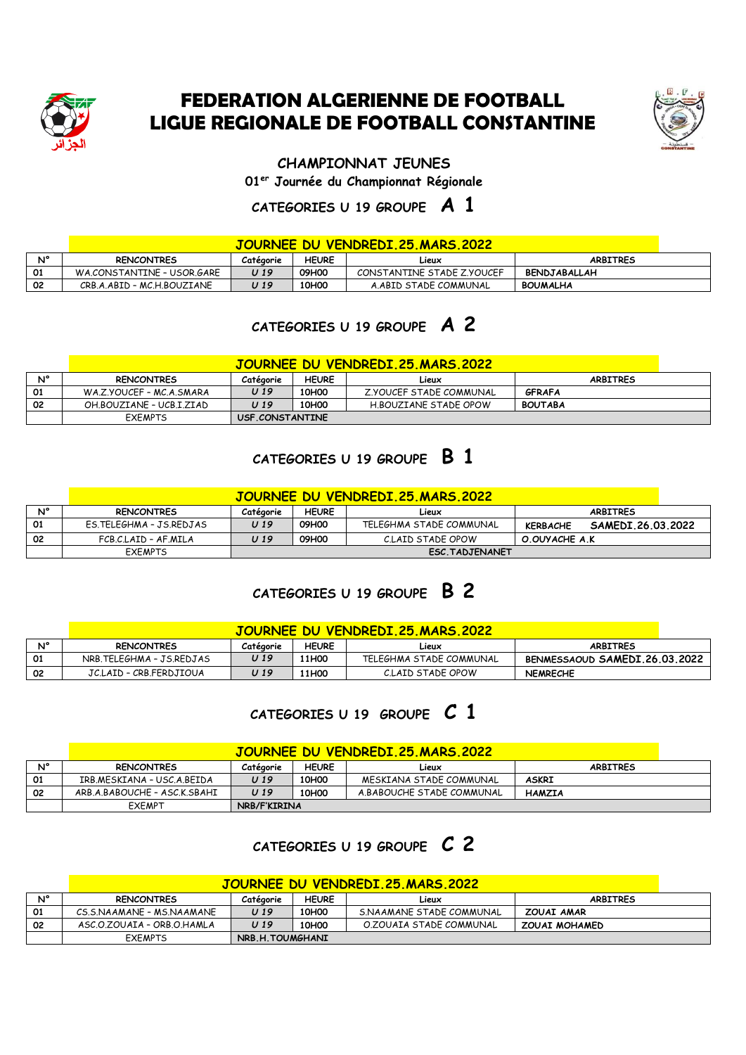# FEDERATION ALGERIENNE DE FOOTBALL
# LIGUE REGIONALE DE FOOTBALL CONSTANTINE

## CHAMPIONNAT JEUNES

### 01er Journée du Championnat Régionale

### CATEGORIES U 19 GROUPE A 1

| | JOURNEE DU VENDREDI.25.MARS.2022 | | | | |
|---|---|---|---|---|---|
| N° | RENCONTRES | Catégorie | HEURE | Lieux | ARBITRES |
| 01 | WA.CONSTANTINE - USOR.GARE | U 19 | 09H00 | CONSTANTINE STADE Z.YOUCEF | BENDJABALLAH |
| 02 | CRB.A.ABID - MC.H.BOUZIANE | U 19 | 10H00 | A.ABID STADE COMMUNAL | BOUMALHA |

### CATEGORIES U 19 GROUPE A 2

| | JOURNEE DU VENDREDI.25.MARS.2022 | | | | |
|---|---|---|---|---|---|
| N° | RENCONTRES | Catégorie | HEURE | Lieux | ARBITRES |
| 01 | WA.Z.YOUCEF - MC.A.SMARA | U 19 | 10H00 | Z.YOUCEF STADE COMMUNAL | GFRAFA |
| 02 | OH.BOUZIANE - UCB.I.ZIAD | U 19 | 10H00 | H.BOUZIANE STADE OPOW | BOUTABA |
| | EXEMPTS | USF.CONSTANTINE | | | |

### CATEGORIES U 19 GROUPE B 1

| | JOURNEE DU VENDREDI.25.MARS.2022 | | | | |
|---|---|---|---|---|---|
| N° | RENCONTRES | Catégorie | HEURE | Lieux | ARBITRES |
| 01 | ES.TELEGHMA - JS.REDJAS | U 19 | 09H00 | TELEGHMA STADE COMMUNAL | KERBACHE SAMEDI.26.03.2022 |
| 02 | FCB.C.LAID - AF.MILA | U 19 | 09H00 | C.LAID STADE OPOW | O.OUYACHE A.K |
| | EXEMPTS | ESC.TADJENANET | | | |

### CATEGORIES U 19 GROUPE B 2

| | JOURNEE DU VENDREDI.25.MARS.2022 | | | | |
|---|---|---|---|---|---|
| N° | RENCONTRES | Catégorie | HEURE | Lieux | ARBITRES |
| 01 | NRB.TELEGHMA - JS.REDJAS | U 19 | 11H00 | TELEGHMA STADE COMMUNAL | BENMESSAOUD SAMEDI.26.03.2022 |
| 02 | JC.LAID - CRB.FERDJIOUA | U 19 | 11H00 | C.LAID STADE OPOW | NEMRECHE |

### CATEGORIES U 19 GROUPE C 1

| | JOURNEE DU VENDREDI.25.MARS.2022 | | | | |
|---|---|---|---|---|---|
| N° | RENCONTRES | Catégorie | HEURE | Lieux | ARBITRES |
| 01 | IRB.MESKIANA - USC.A.BEIDA | U 19 | 10H00 | MESKIANA STADE COMMUNAL | ASKRI |
| 02 | ARB.A.BABOUCHE - ASC.K.SBAHI | U 19 | 10H00 | A.BABOUCHE STADE COMMUNAL | HAMZIA |
| | EXEMPT | NRB/F'KIRINA | | | |

### CATEGORIES U 19 GROUPE C 2

| | JOURNEE DU VENDREDI.25.MARS.2022 | | | | |
|---|---|---|---|---|---|
| N° | RENCONTRES | Catégorie | HEURE | Lieux | ARBITRES |
| 01 | CS.S.NAAMANE - MS.NAAMANE | U 19 | 10H00 | S.NAAMANE STADE COMMUNAL | ZOUAI AMAR |
| 02 | ASC.O.ZOUAIA - ORB.O.HAMLA | U 19 | 10H00 | O.ZOUAIA STADE COMMUNAL | ZOUAI MOHAMED |
| | EXEMPTS | NRB.H.TOUMGHANI | | | |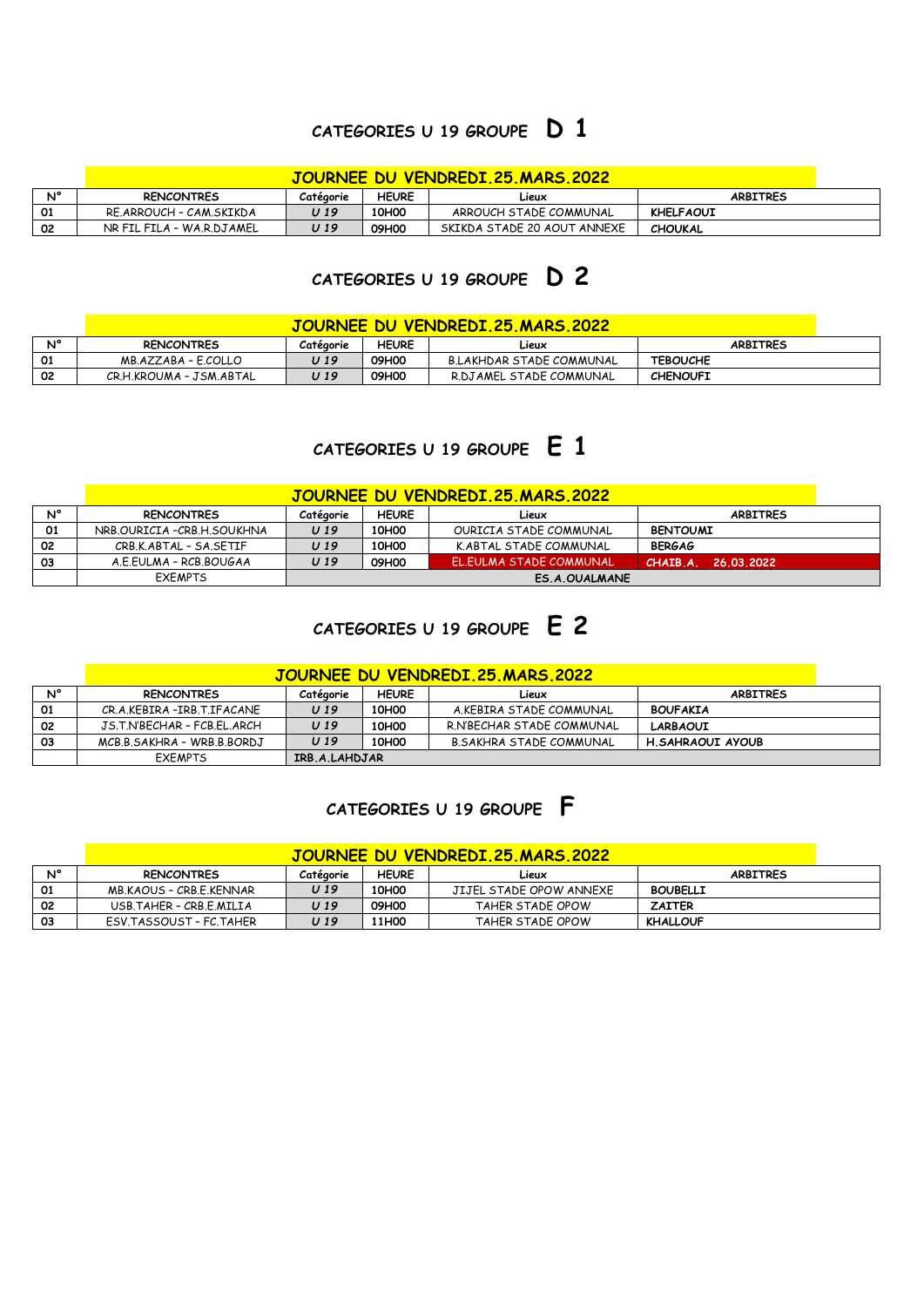## CATEGORIES U 19 GROUPE D 1

| | JOURNEE DU VENDREDI.25.MARS.2022 | | | | |
|---|---|---|---|---|---|
| N° | RENCONTRES | Catégorie | HEURE | Lieux | ARBITRES |
| 01 | RE.ARROUCH - CAM.SKIKDA | U 19 | 10H00 | ARROUCH STADE COMMUNAL | KHELFAOUI |
| 02 | NR FIL FILA - WA.R.DJAMEL | U 19 | 09H00 | SKIKDA STADE 20 AOUT ANNEXE | CHOUKAL |

## CATEGORIES U 19 GROUPE D 2

| | JOURNEE DU VENDREDI.25.MARS.2022 | | | | |
|---|---|---|---|---|---|
| N° | RENCONTRES | Catégorie | HEURE | Lieux | ARBITRES |
| 01 | MB.AZZABA - E.COLLO | U 19 | 09H00 | B.LAKHDAR STADE COMMUNAL | TEBOUCHE |
| 02 | CR.H.KROUMA - JSM.ABTAL | U 19 | 09H00 | R.DJAMEL STADE COMMUNAL | CHENOUFI |

## CATEGORIES U 19 GROUPE E 1

| | JOURNEE DU VENDREDI.25.MARS.2022 | | | | |
|---|---|---|---|---|---|
| N° | RENCONTRES | Catégorie | HEURE | Lieux | ARBITRES |
| 01 | NRB.OURICIA -CRB.H.SOUKHNA | U 19 | 10H00 | OURICIA STADE COMMUNAL | BENTOUMI |
| 02 | CRB.K.ABTAL - SA.SETIF | U 19 | 10H00 | K.ABTAL STADE COMMUNAL | BERGAG |
| 03 | A.E.EULMA - RCB.BOUGAA | U 19 | 09H00 | EL.EULMA STADE COMMUNAL | CHAIB.A. 26.03.2022 |
| | EXEMPTS | ES.A.OUALMANE | | | |

## CATEGORIES U 19 GROUPE E 2

| | JOURNEE DU VENDREDI.25.MARS.2022 | | | | |
|---|---|---|---|---|---|
| N° | RENCONTRES | Catégorie | HEURE | Lieux | ARBITRES |
| 01 | CR.A.KEBIRA -IRB.T.IFACANE | U 19 | 10H00 | A.KEBIRA STADE COMMUNAL | BOUFAKIA |
| 02 | JS.T.N'BECHAR - FCB.EL.ARCH | U 19 | 10H00 | R.N'BECHAR STADE COMMUNAL | LARBAOUI |
| 03 | MCB.B.SAKHRA - WRB.B.BORDJ | U 19 | 10H00 | B.SAKHRA STADE COMMUNAL | H.SAHRAOUI AYOUB |
| | EXEMPTS | IRB.A.LAHDJAR | | | |

## CATEGORIES U 19 GROUPE F

| | JOURNEE DU VENDREDI.25.MARS.2022 | | | | |
|---|---|---|---|---|---|
| N° | RENCONTRES | Catégorie | HEURE | Lieux | ARBITRES |
| 01 | MB.KAOUS - CRB.E.KENNAR | U 19 | 10H00 | JIJEL STADE OPOW ANNEXE | BOUBELLI |
| 02 | USB.TAHER - CRB.E.MILIA | U 19 | 09H00 | TAHER STADE OPOW | ZAITER |
| 03 | ESV.TASSOUST - FC.TAHER | U 19 | 11H00 | TAHER STADE OPOW | KHALLOUF |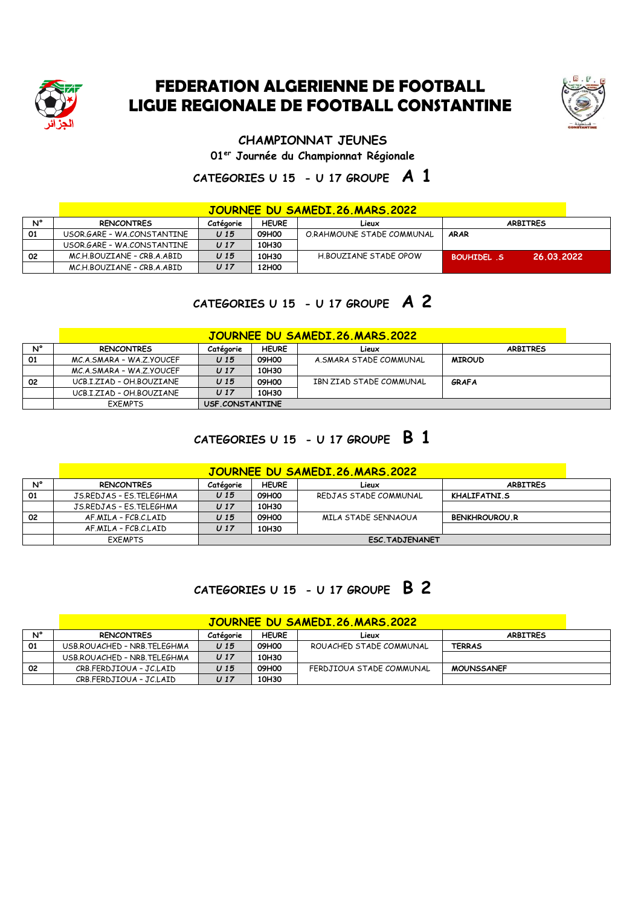# FEDERATION ALGERIENNE DE FOOTBALL
# LIGUE REGIONALE DE FOOTBALL CONSTANTINE

## CHAMPIONNAT JEUNES

**01er Journée du Championnat Régionale**

### CATEGORIES U 15 - U 17 GROUPE A 1

| N° | RENCONTRES | Catégorie | HEURE | Lieux | ARBITRES |
|---|---|---|---|---|---|
| | **JOURNEE DU SAMEDI.26.MARS.2022** | | | | |
| 01 | USOR.GARE - WA.CONSTANTINE | U 15 | 09H00 | O.RAHMOUNE STADE COMMUNAL | ARAR |
| | USOR.GARE - WA.CONSTANTINE | U 17 | 10H30 | | |
| 02 | MC.H.BOUZIANE - CRB.A.ABID | U 15 | 10H30 | H.BOUZIANE STADE OPOW | BOUHIDEL .S 26.03.2022 |
| | MC.H.BOUZIANE - CRB.A.ABID | U 17 | 12H00 | | |

### CATEGORIES U 15 - U 17 GROUPE A 2

| N° | RENCONTRES | Catégorie | HEURE | Lieux | ARBITRES |
|---|---|---|---|---|---|
| | **JOURNEE DU SAMEDI.26.MARS.2022** | | | | |
| 01 | MC.A.SMARA - WA.Z.YOUCEF | U 15 | 09H00 | A.SMARA STADE COMMUNAL | MIROUD |
| | MC.A.SMARA - WA.Z.YOUCEF | U 17 | 10H30 | | |
| 02 | UCB.I.ZIAD - OH.BOUZIANE | U 15 | 09H00 | IBN ZIAD STADE COMMUNAL | GRAFA |
| | UCB.I.ZIAD - OH.BOUZIANE | U 17 | 10H30 | | |
| | EXEMPTS | USF.CONSTANTINE | | | |

### CATEGORIES U 15 - U 17 GROUPE B 1

| N° | RENCONTRES | Catégorie | HEURE | Lieux | ARBITRES |
|---|---|---|---|---|---|
| | **JOURNEE DU SAMEDI.26.MARS.2022** | | | | |
| 01 | JS.REDJAS - ES.TELEGHMA | U 15 | 09H00 | REDJAS STADE COMMUNAL | KHALIFATNI.S |
| | JS.REDJAS - ES.TELEGHMA | U 17 | 10H30 | | |
| 02 | AF.MILA - FCB.C.LAID | U 15 | 09H00 | MILA STADE SENNAOUA | BENKHROUROU.R |
| | AF.MILA - FCB.C.LAID | U 17 | 10H30 | | |
| | EXEMPTS | ESC.TADJENANET | | | |

### CATEGORIES U 15 - U 17 GROUPE B 2

| N° | RENCONTRES | Catégorie | HEURE | Lieux | ARBITRES |
|---|---|---|---|---|---|
| | **JOURNEE DU SAMEDI.26.MARS.2022** | | | | |
| 01 | USB.ROUACHED - NRB.TELEGHMA | U 15 | 09H00 | ROUACHED STADE COMMUNAL | TERRAS |
| | USB.ROUACHED - NRB.TELEGHMA | U 17 | 10H30 | | |
| 02 | CRB.FERDJIOUA - JC.LAID | U 15 | 09H00 | FERDJIOUA STADE COMMUNAL | MOUNSSANEF |
| | CRB.FERDJIOUA - JC.LAID | U 17 | 10H30 | | |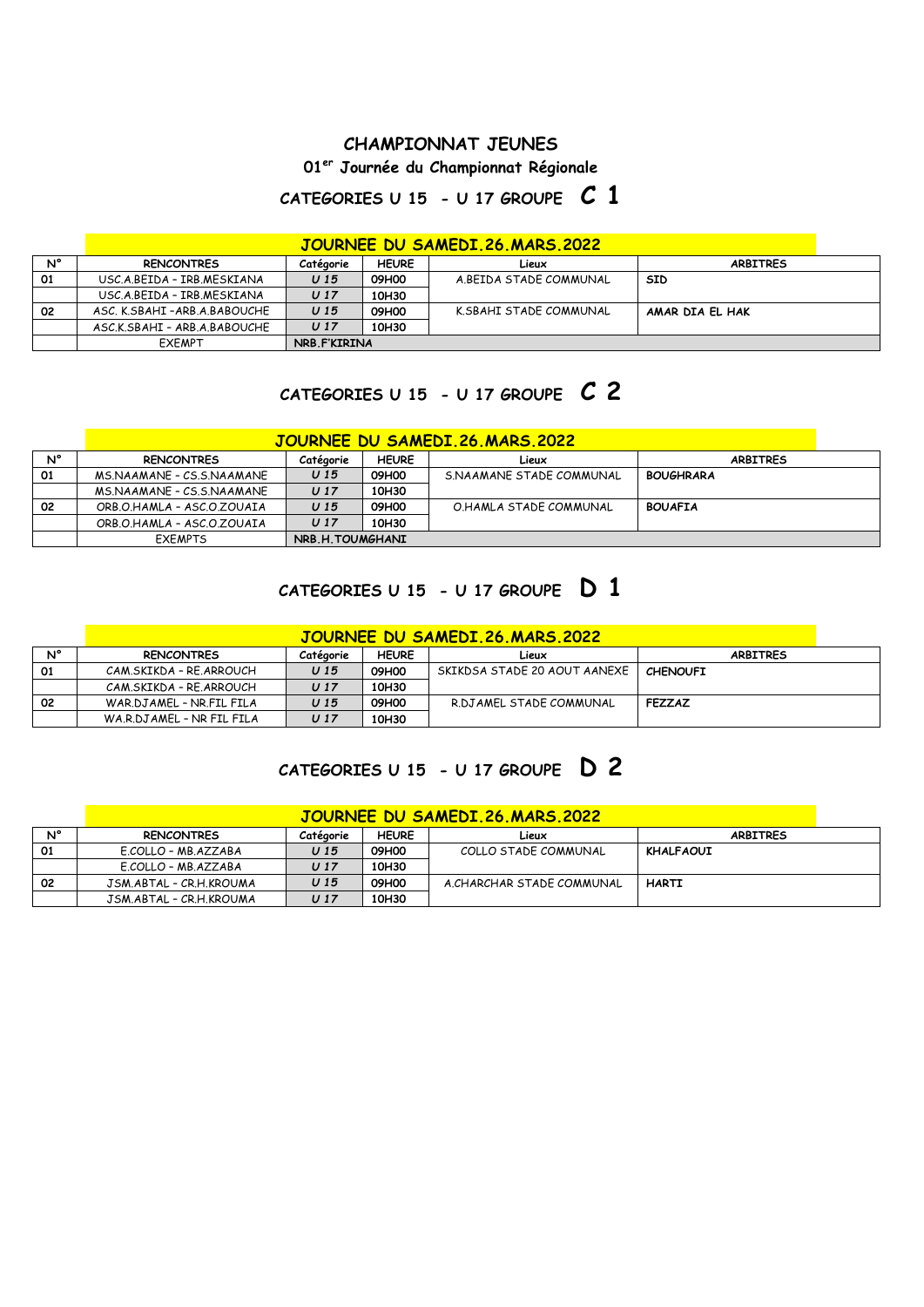# CHAMPIONNAT JEUNES

## 01er Journée du Championnat Régionale

## CATEGORIES U 15 - U 17 GROUPE C 1

| N° | RENCONTRES | Catégorie | HEURE | Lieux | ARBITRES |
|---|---|---|---|---|---|
| | **JOURNEE DU SAMEDI.26.MARS.2022** | | | | |
| 01 | USC.A.BEIDA - IRB.MESKIANA | *U 15* | 09H00 | A.BEIDA STADE COMMUNAL | SID |
| | USC.A.BEIDA - IRB.MESKIANA | *U 17* | 10H30 | | |
| 02 | ASC. K.SBAHI -ARB.A.BABOUCHE | *U 15* | 09H00 | K.SBAHI STADE COMMUNAL | AMAR DIA EL HAK |
| | ASC.K.SBAHI - ARB.A.BABOUCHE | *U 17* | 10H30 | | |
| | EXEMPT | NRB.F'KIRINA | | | |

## CATEGORIES U 15 - U 17 GROUPE C 2

| N° | RENCONTRES | Catégorie | HEURE | Lieux | ARBITRES |
|---|---|---|---|---|---|
| | **JOURNEE DU SAMEDI.26.MARS.2022** | | | | |
| 01 | MS.NAAMANE - CS.S.NAAMANE | *U 15* | 09H00 | S.NAAMANE STADE COMMUNAL | BOUGHRARA |
| | MS.NAAMANE - CS.S.NAAMANE | *U 17* | 10H30 | | |
| 02 | ORB.O.HAMLA - ASC.O.ZOUAIA | *U 15* | 09H00 | O.HAMLA STADE COMMUNAL | BOUAFIA |
| | ORB.O.HAMLA - ASC.O.ZOUAIA | *U 17* | 10H30 | | |
| | EXEMPTS | NRB.H.TOUMGHANI | | | |

## CATEGORIES U 15 - U 17 GROUPE D 1

| N° | RENCONTRES | Catégorie | HEURE | Lieux | ARBITRES |
|---|---|---|---|---|---|
| | **JOURNEE DU SAMEDI.26.MARS.2022** | | | | |
| 01 | CAM.SKIKDA - RE.ARROUCH | *U 15* | 09H00 | SKIKDSA STADE 20 AOUT AANEXE | CHENOUFI |
| | CAM.SKIKDA - RE.ARROUCH | *U 17* | 10H30 | | |
| 02 | WAR.DJAMEL - NR.FIL FILA | *U 15* | 09H00 | R.DJAMEL STADE COMMUNAL | FEZZAZ |
| | WA.R.DJAMEL - NR FIL FILA | *U 17* | 10H30 | | |

## CATEGORIES U 15 - U 17 GROUPE D 2

| N° | RENCONTRES | Catégorie | HEURE | Lieux | ARBITRES |
|---|---|---|---|---|---|
| | **JOURNEE DU SAMEDI.26.MARS.2022** | | | | |
| 01 | E.COLLO - MB.AZZABA | *U 15* | 09H00 | COLLO STADE COMMUNAL | KHALFAOUI |
| | E.COLLO - MB.AZZABA | *U 17* | 10H30 | | |
| 02 | JSM.ABTAL - CR.H.KROUMA | *U 15* | 09H00 | A.CHARCHAR STADE COMMUNAL | HARTI |
| | JSM.ABTAL - CR.H.KROUMA | *U 17* | 10H30 | | |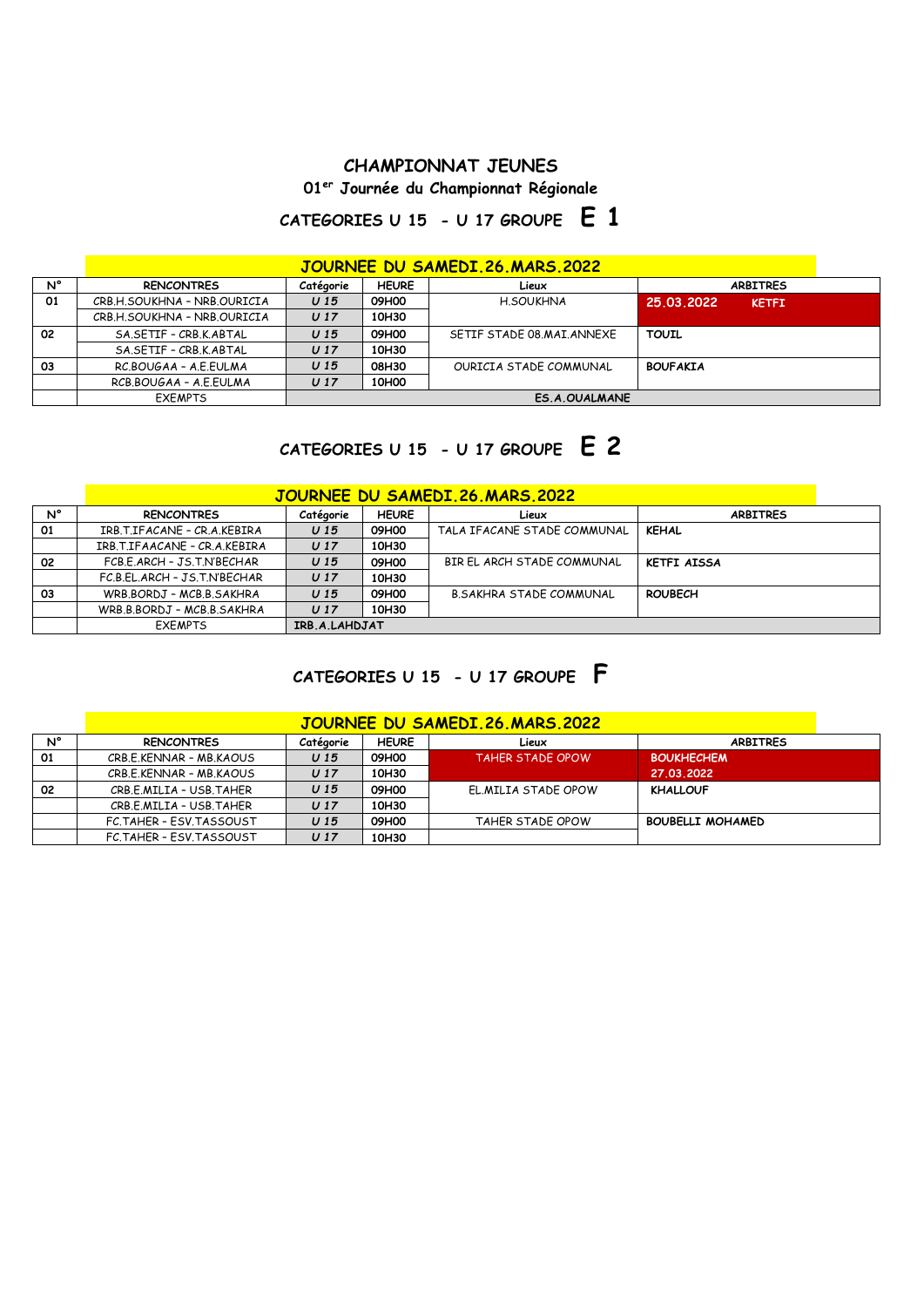# CHAMPIONNAT JEUNES

## 01[er] Journée du Championnat Régionale

## CATEGORIES U 15 - U 17 GROUPE E 1

| N° | RENCONTRES | Catégorie | HEURE | Lieux | ARBITRES |
|---|---|---|---|---|---|
| | **JOURNEE DU SAMEDI.26.MARS.2022** | | | | |
| 01 | CRB.H.SOUKHNA - NRB.OURICIA | U 15 | 09H00 | H.SOUKHNA | 25.03.2022 KETFI |
| | CRB.H.SOUKHNA - NRB.OURICIA | U 17 | 10H30 | | |
| 02 | SA.SETIF - CRB.K.ABTAL | U 15 | 09H00 | SETIF STADE 08.MAI.ANNEXE | TOUIL |
| | SA.SETIF - CRB.K.ABTAL | U 17 | 10H30 | | |
| 03 | RC.BOUGAA - A.E.EULMA | U 15 | 08H30 | OURICIA STADE COMMUNAL | BOUFAKIA |
| | RCB.BOUGAA - A.E.EULMA | U 17 | 10H00 | | |
| | EXEMPTS | ES.A.OUALMANE | | | |

## CATEGORIES U 15 - U 17 GROUPE E 2

| N° | RENCONTRES | Catégorie | HEURE | Lieux | ARBITRES |
|---|---|---|---|---|---|
| | **JOURNEE DU SAMEDI.26.MARS.2022** | | | | |
| 01 | IRB.T.IFACANE - CR.A.KEBIRA | U 15 | 09H00 | TALA IFACANE STADE COMMUNAL | KEHAL |
| | IRB.T.IFAACANE - CR.A.KEBIRA | U 17 | 10H30 | | |
| 02 | FCB.E.ARCH - JS.T.N'BECHAR | U 15 | 09H00 | BIR EL ARCH STADE COMMUNAL | KETFI AISSA |
| | FC.B.EL.ARCH - JS.T.N'BECHAR | U 17 | 10H30 | | |
| 03 | WRB.BORDJ - MCB.B.SAKHRA | U 15 | 09H00 | B.SAKHRA STADE COMMUNAL | ROUBECH |
| | WRB.B.BORDJ - MCB.B.SAKHRA | U 17 | 10H30 | | |
| | EXEMPTS | IRB.A.LAHDJAT | | | |

## CATEGORIES U 15 - U 17 GROUPE F

| N° | RENCONTRES | Catégorie | HEURE | Lieux | ARBITRES |
|---|---|---|---|---|---|
| | **JOURNEE DU SAMEDI.26.MARS.2022** | | | | |
| 01 | CRB.E.KENNAR - MB.KAOUS | U 15 | 09H00 | TAHER STADE OPOW | BOUKHECHEM |
| | CRB.E.KENNAR - MB.KAOUS | U 17 | 10H30 | | 27.03.2022 |
| 02 | CRB.E.MILIA - USB.TAHER | U 15 | 09H00 | EL.MILIA STADE OPOW | KHALLOUF |
| | CRB.E.MILIA - USB.TAHER | U 17 | 10H30 | | |
| | FC.TAHER - ESV.TASSOUST | U 15 | 09H00 | TAHER STADE OPOW | BOUBELLI MOHAMED |
| | FC.TAHER - ESV.TASSOUST | U 17 | 10H30 | | |